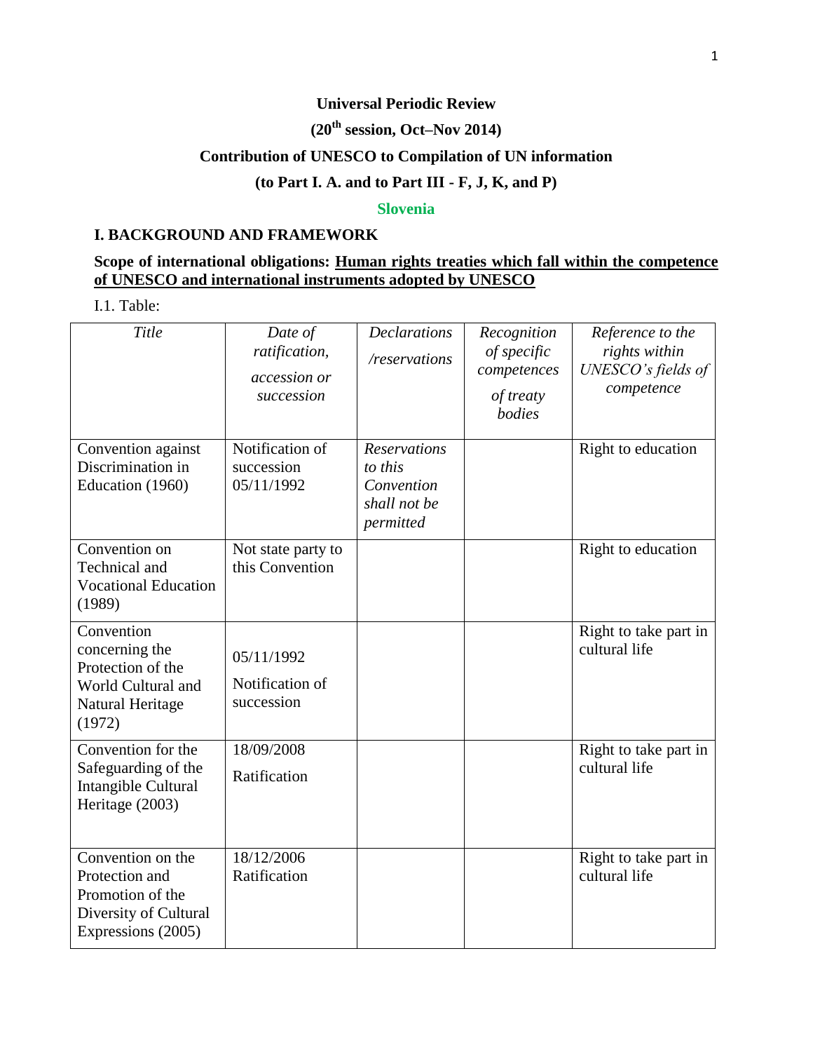**Universal Periodic Review**

**(20th session, Oct–Nov 2014)**

**Contribution of UNESCO to Compilation of UN information**

**(to Part I. A. and to Part III - F, J, K, and P)**

**Slovenia**

## I. BACKGROUND AND FRAMEWORK

**Scope of international obligations: Human rights treaties which fall within the competence of UNESCO and international instruments adopted by UNESCO**

I.1. Table:

| *Title* | *Date of ratification, accession or succession* | *Declarations /reservations* | *Recognition of specific competences of treaty bodies* | *Reference to the rights within UNESCO's fields of competence* |
|---|---|---|---|---|
| Convention against Discrimination in Education (1960) | Notification of succession 05/11/1992 | *Reservations to this Convention shall not be permitted* | | Right to education |
| Convention on Technical and Vocational Education (1989) | Not state party to this Convention | | | Right to education |
| Convention concerning the Protection of the World Cultural and Natural Heritage (1972) | 05/11/1992 Notification of succession | | | Right to take part in cultural life |
| Convention for the Safeguarding of the Intangible Cultural Heritage (2003) | 18/09/2008 Ratification | | | Right to take part in cultural life |
| Convention on the Protection and Promotion of the Diversity of Cultural Expressions (2005) | 18/12/2006 Ratification | | | Right to take part in cultural life |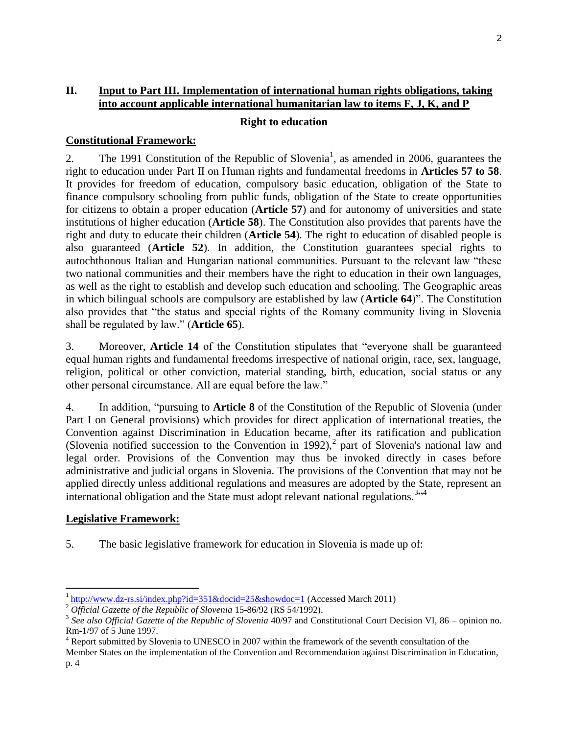## II. Input to Part III. Implementation of international human rights obligations, taking into account applicable international humanitarian law to items F, J, K, and P

### Right to education

**Constitutional Framework:**

2. The 1991 Constitution of the Republic of Slovenia[1], as amended in 2006, guarantees the right to education under Part II on Human rights and fundamental freedoms in **Articles 57 to 58**. It provides for freedom of education, compulsory basic education, obligation of the State to finance compulsory schooling from public funds, obligation of the State to create opportunities for citizens to obtain a proper education (**Article 57**) and for autonomy of universities and state institutions of higher education (**Article 58**). The Constitution also provides that parents have the right and duty to educate their children (**Article 54**). The right to education of disabled people is also guaranteed (**Article 52**). In addition, the Constitution guarantees special rights to autochthonous Italian and Hungarian national communities. Pursuant to the relevant law "these two national communities and their members have the right to education in their own languages, as well as the right to establish and develop such education and schooling. The Geographic areas in which bilingual schools are compulsory are established by law (**Article 64**)". The Constitution also provides that "the status and special rights of the Romany community living in Slovenia shall be regulated by law." (**Article 65**).

3. Moreover, **Article 14** of the Constitution stipulates that "everyone shall be guaranteed equal human rights and fundamental freedoms irrespective of national origin, race, sex, language, religion, political or other conviction, material standing, birth, education, social status or any other personal circumstance. All are equal before the law."

4. In addition, "pursuing to **Article 8** of the Constitution of the Republic of Slovenia (under Part I on General provisions) which provides for direct application of international treaties, the Convention against Discrimination in Education became, after its ratification and publication (Slovenia notified succession to the Convention in 1992),[2] part of Slovenia's national law and legal order. Provisions of the Convention may thus be invoked directly in cases before administrative and judicial organs in Slovenia. The provisions of the Convention that may not be applied directly unless additional regulations and measures are adopted by the State, represent an international obligation and the State must adopt relevant national regulations.[3],[4]

**Legislative Framework:**

5. The basic legislative framework for education in Slovenia is made up of:

---

[1] http://www.dz-rs.si/index.php?id=351&docid=25&showdoc=1 (Accessed March 2011)

[2] *Official Gazette of the Republic of Slovenia* 15-86/92 (RS 54/1992).

[3] *See also Official Gazette of the Republic of Slovenia* 40/97 and Constitutional Court Decision VI, 86 – opinion no. Rm-1/97 of 5 June 1997.

[4] Report submitted by Slovenia to UNESCO in 2007 within the framework of the seventh consultation of the Member States on the implementation of the Convention and Recommendation against Discrimination in Education, p. 4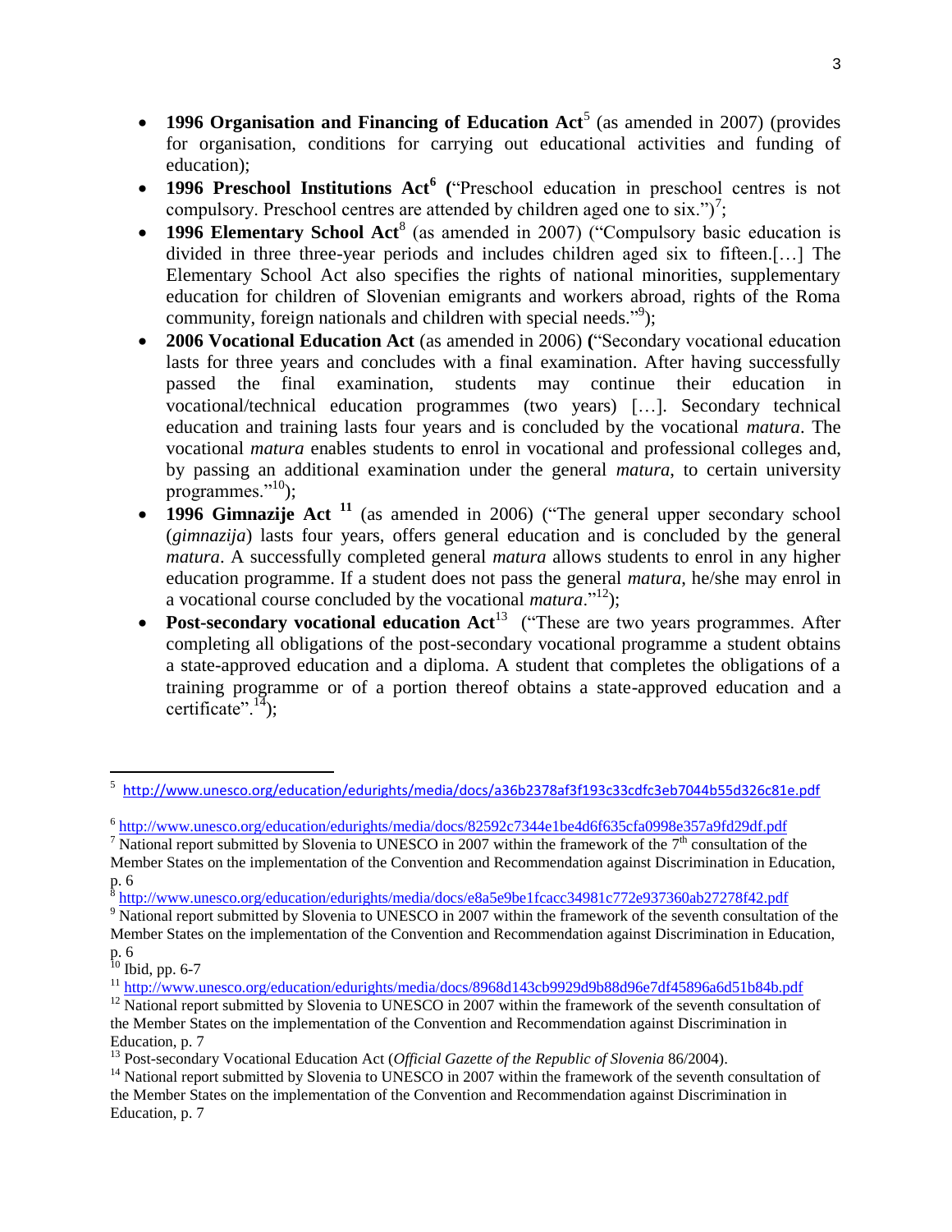- **1996 Organisation and Financing of Education Act**[5] (as amended in 2007) (provides for organisation, conditions for carrying out educational activities and funding of education);
- **1996 Preschool Institutions Act**[6] (“Preschool education in preschool centres is not compulsory. Preschool centres are attended by children aged one to six.”)[7];
- **1996 Elementary School Act**[8] (as amended in 2007) (“Compulsory basic education is divided in three three-year periods and includes children aged six to fifteen.[…] The Elementary School Act also specifies the rights of national minorities, supplementary education for children of Slovenian emigrants and workers abroad, rights of the Roma community, foreign nationals and children with special needs.”[9]);
- **2006 Vocational Education Act** (as amended in 2006) (“Secondary vocational education lasts for three years and concludes with a final examination. After having successfully passed the final examination, students may continue their education in vocational/technical education programmes (two years) […]. Secondary technical education and training lasts four years and is concluded by the vocational *matura*. The vocational *matura* enables students to enrol in vocational and professional colleges and, by passing an additional examination under the general *matura*, to certain university programmes.”[10]);
- **1996 Gimnazije Act**[11] (as amended in 2006) (“The general upper secondary school (*gimnazija*) lasts four years, offers general education and is concluded by the general *matura*. A successfully completed general *matura* allows students to enrol in any higher education programme. If a student does not pass the general *matura*, he/she may enrol in a vocational course concluded by the vocational *matura*.”[12]);
- **Post-secondary vocational education Act**[13] (“These are two years programmes. After completing all obligations of the post-secondary vocational programme a student obtains a state-approved education and a diploma. A student that completes the obligations of a training programme or of a portion thereof obtains a state-approved education and a certificate”.[14]);

---

[5] http://www.unesco.org/education/edurights/media/docs/a36b2378af3f193c33cdfc3eb7044b55d326c81e.pdf

[6] http://www.unesco.org/education/edurights/media/docs/82592c7344e1be4d6f635cfa0998e357a9fd29df.pdf

[7] National report submitted by Slovenia to UNESCO in 2007 within the framework of the 7th consultation of the Member States on the implementation of the Convention and Recommendation against Discrimination in Education, p. 6

[8] http://www.unesco.org/education/edurights/media/docs/e8a5e9be1fcacc34981c772e937360ab27278f42.pdf

[9] National report submitted by Slovenia to UNESCO in 2007 within the framework of the seventh consultation of the Member States on the implementation of the Convention and Recommendation against Discrimination in Education, p. 6

[10] Ibid, pp. 6-7

[11] http://www.unesco.org/education/edurights/media/docs/8968d143cb9929d9b88d96e7df45896a6d51b84b.pdf

[12] National report submitted by Slovenia to UNESCO in 2007 within the framework of the seventh consultation of the Member States on the implementation of the Convention and Recommendation against Discrimination in Education, p. 7

[13] Post-secondary Vocational Education Act (*Official Gazette of the Republic of Slovenia* 86/2004).

[14] National report submitted by Slovenia to UNESCO in 2007 within the framework of the seventh consultation of the Member States on the implementation of the Convention and Recommendation against Discrimination in Education, p. 7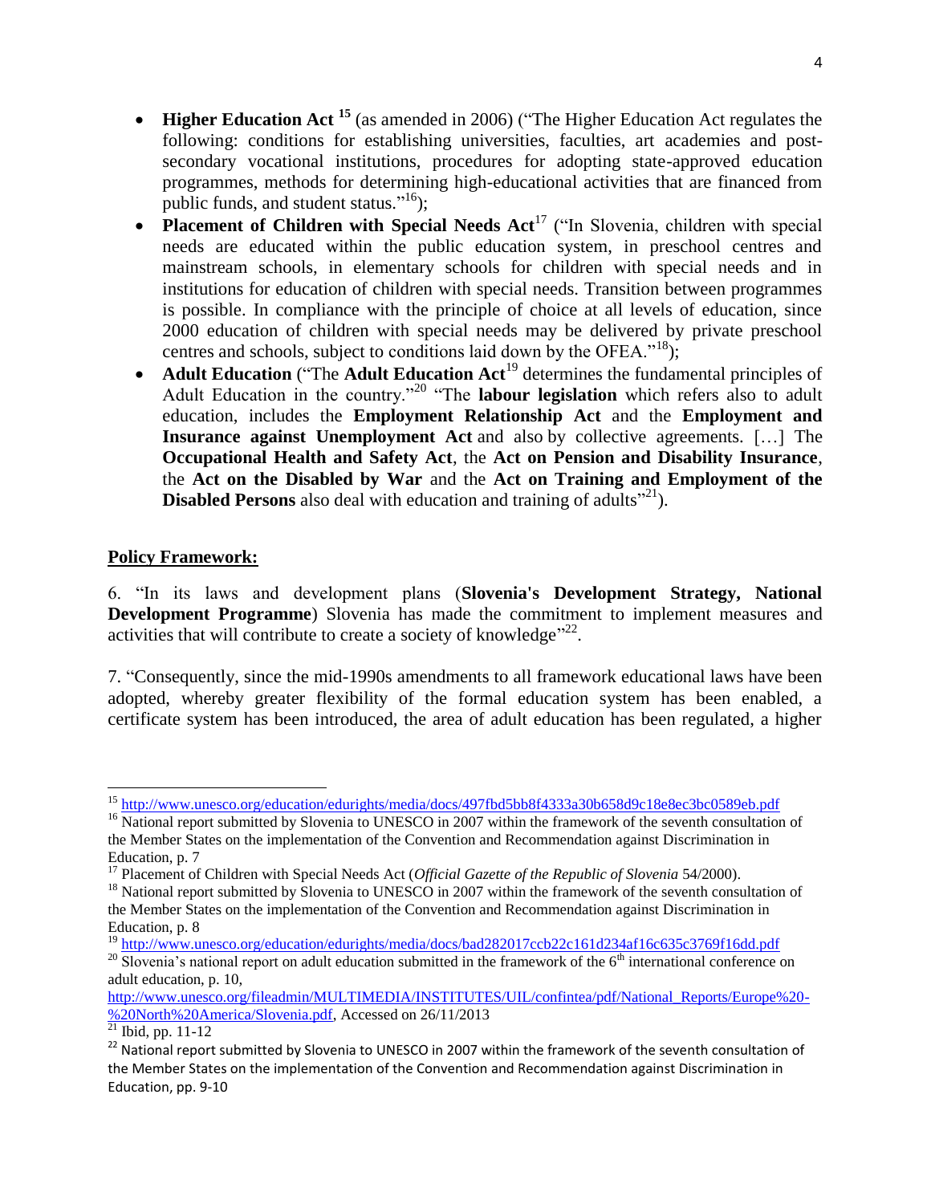- **Higher Education Act** [15] (as amended in 2006) ("The Higher Education Act regulates the following: conditions for establishing universities, faculties, art academies and post-secondary vocational institutions, procedures for adopting state-approved education programmes, methods for determining high-educational activities that are financed from public funds, and student status."[16]);
- **Placement of Children with Special Needs Act**[17] ("In Slovenia, children with special needs are educated within the public education system, in preschool centres and mainstream schools, in elementary schools for children with special needs and in institutions for education of children with special needs. Transition between programmes is possible. In compliance with the principle of choice at all levels of education, since 2000 education of children with special needs may be delivered by private preschool centres and schools, subject to conditions laid down by the OFEA."[18]);
- **Adult Education** ("The **Adult Education Act**[19] determines the fundamental principles of Adult Education in the country."[20] "The **labour legislation** which refers also to adult education, includes the **Employment Relationship Act** and the **Employment and Insurance against Unemployment Act** and also by collective agreements. […] The **Occupational Health and Safety Act**, the **Act on Pension and Disability Insurance**, the **Act on the Disabled by War** and the **Act on Training and Employment of the Disabled Persons** also deal with education and training of adults"[21]).

**<u>Policy Framework:</u>**

6. "In its laws and development plans (**Slovenia's Development Strategy, National Development Programme**) Slovenia has made the commitment to implement measures and activities that will contribute to create a society of knowledge"[22].

7. "Consequently, since the mid-1990s amendments to all framework educational laws have been adopted, whereby greater flexibility of the formal education system has been enabled, a certificate system has been introduced, the area of adult education has been regulated, a higher

---

[15] http://www.unesco.org/education/edurights/media/docs/497fbd5bb8f4333a30b658d9c18e8ec3bc0589eb.pdf

[16] National report submitted by Slovenia to UNESCO in 2007 within the framework of the seventh consultation of the Member States on the implementation of the Convention and Recommendation against Discrimination in Education, p. 7

[17] Placement of Children with Special Needs Act (*Official Gazette of the Republic of Slovenia* 54/2000).

[18] National report submitted by Slovenia to UNESCO in 2007 within the framework of the seventh consultation of the Member States on the implementation of the Convention and Recommendation against Discrimination in Education, p. 8

[19] http://www.unesco.org/education/edurights/media/docs/bad282017ccb22c161d234af16c635c3769f16dd.pdf

[20] Slovenia's national report on adult education submitted in the framework of the 6th international conference on adult education, p. 10, http://www.unesco.org/fileadmin/MULTIMEDIA/INSTITUTES/UIL/confintea/pdf/National_Reports/Europe%20-%20North%20America/Slovenia.pdf, Accessed on 26/11/2013

[21] Ibid, pp. 11-12

[22] National report submitted by Slovenia to UNESCO in 2007 within the framework of the seventh consultation of the Member States on the implementation of the Convention and Recommendation against Discrimination in Education, pp. 9-10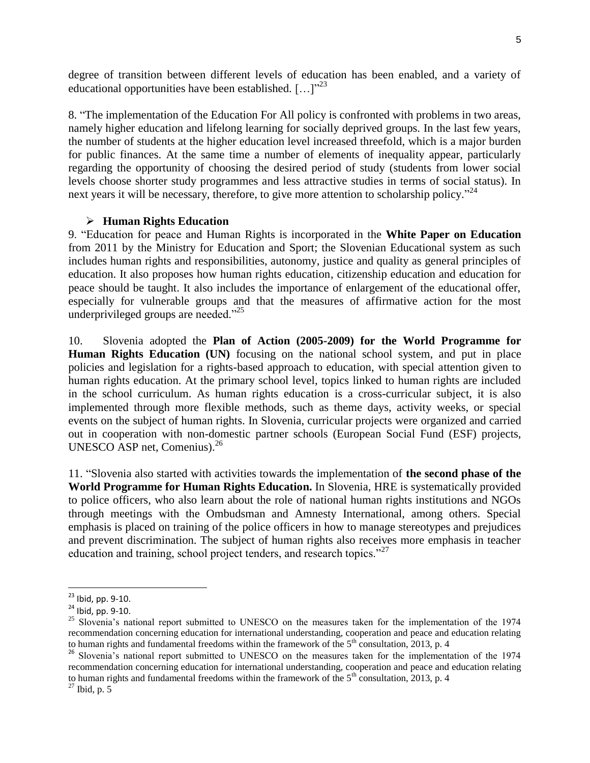degree of transition between different levels of education has been enabled, and a variety of educational opportunities have been established. […]"[23]

8. "The implementation of the Education For All policy is confronted with problems in two areas, namely higher education and lifelong learning for socially deprived groups. In the last few years, the number of students at the higher education level increased threefold, which is a major burden for public finances. At the same time a number of elements of inequality appear, particularly regarding the opportunity of choosing the desired period of study (students from lower social levels choose shorter study programmes and less attractive studies in terms of social status). In next years it will be necessary, therefore, to give more attention to scholarship policy."[24]

- **Human Rights Education**

9. "Education for peace and Human Rights is incorporated in the **White Paper on Education** from 2011 by the Ministry for Education and Sport; the Slovenian Educational system as such includes human rights and responsibilities, autonomy, justice and quality as general principles of education. It also proposes how human rights education, citizenship education and education for peace should be taught. It also includes the importance of enlargement of the educational offer, especially for vulnerable groups and that the measures of affirmative action for the most underprivileged groups are needed."[25]

10. Slovenia adopted the **Plan of Action (2005-2009) for the World Programme for Human Rights Education (UN)** focusing on the national school system, and put in place policies and legislation for a rights-based approach to education, with special attention given to human rights education. At the primary school level, topics linked to human rights are included in the school curriculum. As human rights education is a cross-curricular subject, it is also implemented through more flexible methods, such as theme days, activity weeks, or special events on the subject of human rights. In Slovenia, curricular projects were organized and carried out in cooperation with non-domestic partner schools (European Social Fund (ESF) projects, UNESCO ASP net, Comenius).[26]

11. "Slovenia also started with activities towards the implementation of **the second phase of the World Programme for Human Rights Education.** In Slovenia, HRE is systematically provided to police officers, who also learn about the role of national human rights institutions and NGOs through meetings with the Ombudsman and Amnesty International, among others. Special emphasis is placed on training of the police officers in how to manage stereotypes and prejudices and prevent discrimination. The subject of human rights also receives more emphasis in teacher education and training, school project tenders, and research topics."[27]

---

[23] Ibid, pp. 9-10.

[24] Ibid, pp. 9-10.

[25] Slovenia's national report submitted to UNESCO on the measures taken for the implementation of the 1974 recommendation concerning education for international understanding, cooperation and peace and education relating to human rights and fundamental freedoms within the framework of the 5th consultation, 2013, p. 4

[26] Slovenia's national report submitted to UNESCO on the measures taken for the implementation of the 1974 recommendation concerning education for international understanding, cooperation and peace and education relating to human rights and fundamental freedoms within the framework of the 5th consultation, 2013, p. 4

[27] Ibid, p. 5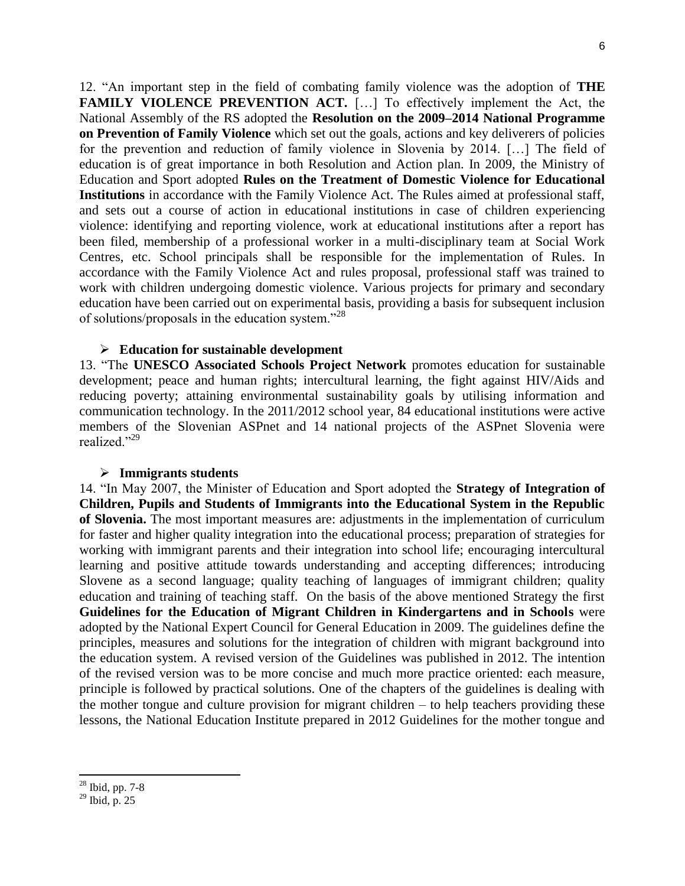12. "An important step in the field of combating family violence was the adoption of **THE FAMILY VIOLENCE PREVENTION ACT.** […] To effectively implement the Act, the National Assembly of the RS adopted the **Resolution on the 2009–2014 National Programme on Prevention of Family Violence** which set out the goals, actions and key deliverers of policies for the prevention and reduction of family violence in Slovenia by 2014. […] The field of education is of great importance in both Resolution and Action plan. In 2009, the Ministry of Education and Sport adopted **Rules on the Treatment of Domestic Violence for Educational Institutions** in accordance with the Family Violence Act. The Rules aimed at professional staff, and sets out a course of action in educational institutions in case of children experiencing violence: identifying and reporting violence, work at educational institutions after a report has been filed, membership of a professional worker in a multi-disciplinary team at Social Work Centres, etc. School principals shall be responsible for the implementation of Rules. In accordance with the Family Violence Act and rules proposal, professional staff was trained to work with children undergoing domestic violence. Various projects for primary and secondary education have been carried out on experimental basis, providing a basis for subsequent inclusion of solutions/proposals in the education system."[28]

- **Education for sustainable development**

13. "The **UNESCO Associated Schools Project Network** promotes education for sustainable development; peace and human rights; intercultural learning, the fight against HIV/Aids and reducing poverty; attaining environmental sustainability goals by utilising information and communication technology. In the 2011/2012 school year, 84 educational institutions were active members of the Slovenian ASPnet and 14 national projects of the ASPnet Slovenia were realized."[29]

- **Immigrants students**

14. "In May 2007, the Minister of Education and Sport adopted the **Strategy of Integration of Children, Pupils and Students of Immigrants into the Educational System in the Republic of Slovenia.** The most important measures are: adjustments in the implementation of curriculum for faster and higher quality integration into the educational process; preparation of strategies for working with immigrant parents and their integration into school life; encouraging intercultural learning and positive attitude towards understanding and accepting differences; introducing Slovene as a second language; quality teaching of languages of immigrant children; quality education and training of teaching staff. On the basis of the above mentioned Strategy the first **Guidelines for the Education of Migrant Children in Kindergartens and in Schools** were adopted by the National Expert Council for General Education in 2009. The guidelines define the principles, measures and solutions for the integration of children with migrant background into the education system. A revised version of the Guidelines was published in 2012. The intention of the revised version was to be more concise and much more practice oriented: each measure, principle is followed by practical solutions. One of the chapters of the guidelines is dealing with the mother tongue and culture provision for migrant children – to help teachers providing these lessons, the National Education Institute prepared in 2012 Guidelines for the mother tongue and

[28] Ibid, pp. 7-8

[29] Ibid, p. 25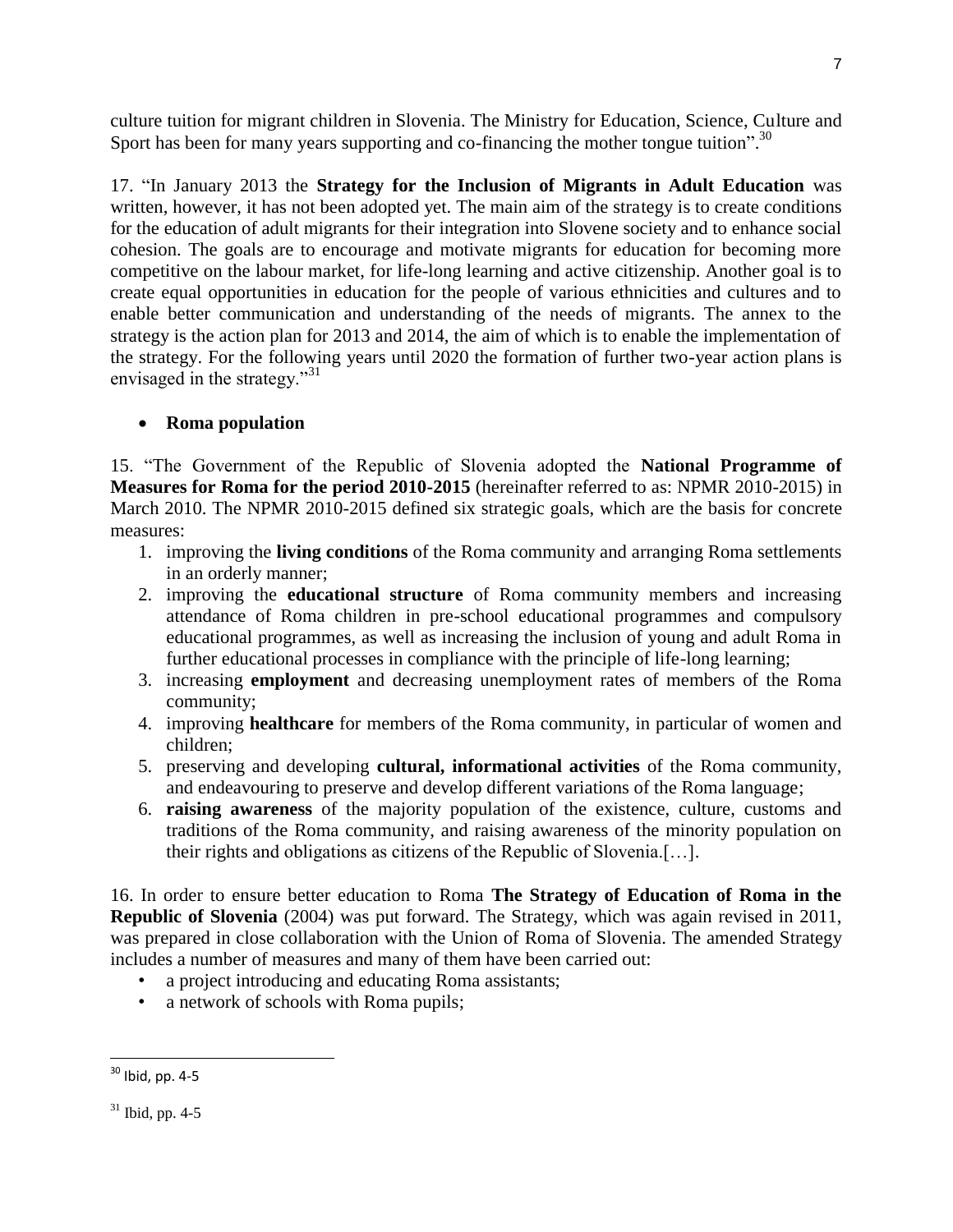culture tuition for migrant children in Slovenia. The Ministry for Education, Science, Culture and Sport has been for many years supporting and co-financing the mother tongue tuition".[30]

17. "In January 2013 the **Strategy for the Inclusion of Migrants in Adult Education** was written, however, it has not been adopted yet. The main aim of the strategy is to create conditions for the education of adult migrants for their integration into Slovene society and to enhance social cohesion. The goals are to encourage and motivate migrants for education for becoming more competitive on the labour market, for life-long learning and active citizenship. Another goal is to create equal opportunities in education for the people of various ethnicities and cultures and to enable better communication and understanding of the needs of migrants. The annex to the strategy is the action plan for 2013 and 2014, the aim of which is to enable the implementation of the strategy. For the following years until 2020 the formation of further two-year action plans is envisaged in the strategy."[31]

- **Roma population**

15. "The Government of the Republic of Slovenia adopted the **National Programme of Measures for Roma for the period 2010-2015** (hereinafter referred to as: NPMR 2010-2015) in March 2010. The NPMR 2010-2015 defined six strategic goals, which are the basis for concrete measures:

1. improving the **living conditions** of the Roma community and arranging Roma settlements in an orderly manner;
2. improving the **educational structure** of Roma community members and increasing attendance of Roma children in pre-school educational programmes and compulsory educational programmes, as well as increasing the inclusion of young and adult Roma in further educational processes in compliance with the principle of life-long learning;
3. increasing **employment** and decreasing unemployment rates of members of the Roma community;
4. improving **healthcare** for members of the Roma community, in particular of women and children;
5. preserving and developing **cultural, informational activities** of the Roma community, and endeavouring to preserve and develop different variations of the Roma language;
6. **raising awareness** of the majority population of the existence, culture, customs and traditions of the Roma community, and raising awareness of the minority population on their rights and obligations as citizens of the Republic of Slovenia.[…].

16. In order to ensure better education to Roma **The Strategy of Education of Roma in the Republic of Slovenia** (2004) was put forward. The Strategy, which was again revised in 2011, was prepared in close collaboration with the Union of Roma of Slovenia. The amended Strategy includes a number of measures and many of them have been carried out:

- a project introducing and educating Roma assistants;
- a network of schools with Roma pupils;

---

[30] Ibid, pp. 4-5

[31] Ibid, pp. 4-5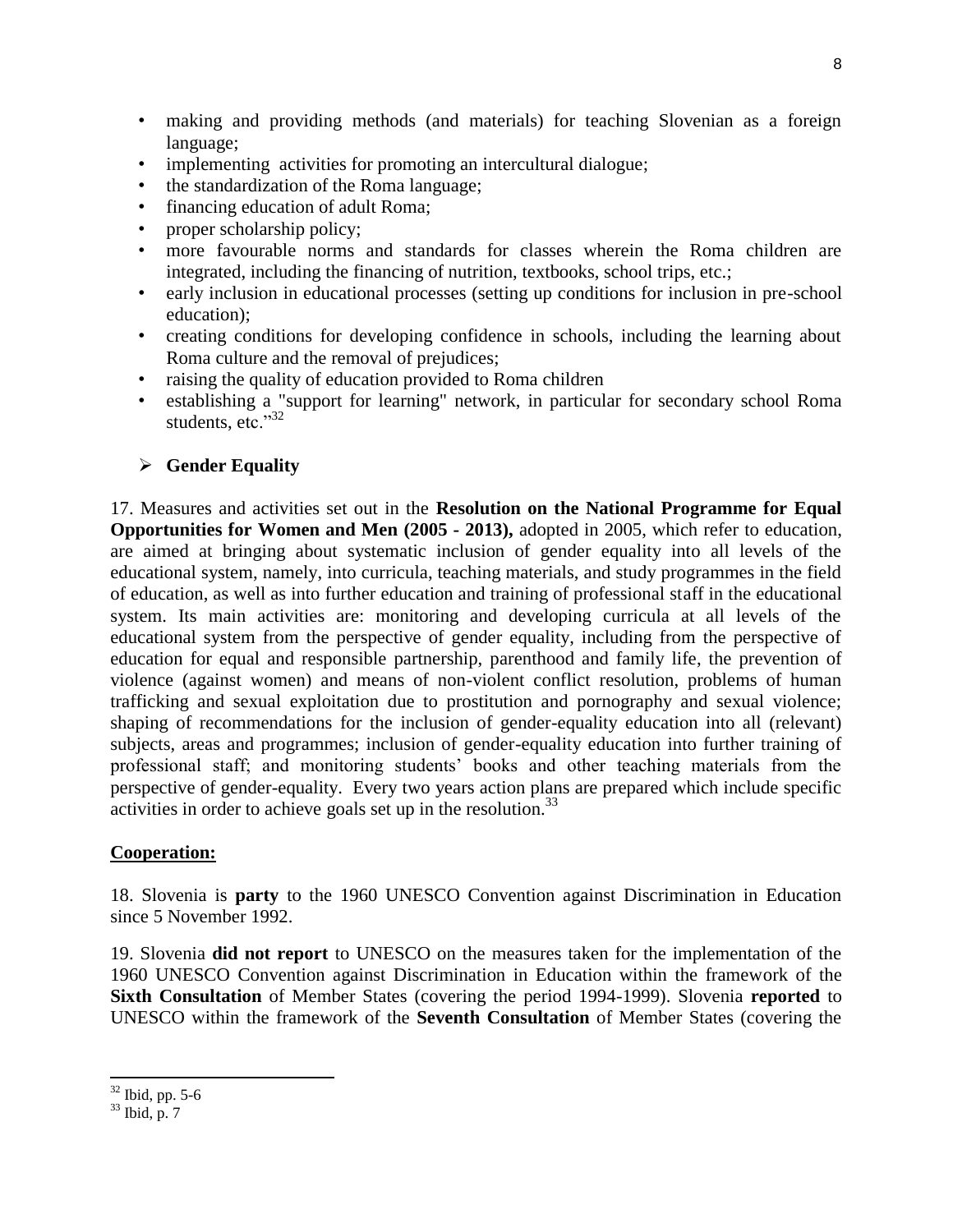- making and providing methods (and materials) for teaching Slovenian as a foreign language;
- implementing activities for promoting an intercultural dialogue;
- the standardization of the Roma language;
- financing education of adult Roma;
- proper scholarship policy;
- more favourable norms and standards for classes wherein the Roma children are integrated, including the financing of nutrition, textbooks, school trips, etc.;
- early inclusion in educational processes (setting up conditions for inclusion in pre-school education);
- creating conditions for developing confidence in schools, including the learning about Roma culture and the removal of prejudices;
- raising the quality of education provided to Roma children
- establishing a "support for learning" network, in particular for secondary school Roma students, etc."[32]

➢ **Gender Equality**

17. Measures and activities set out in the **Resolution on the National Programme for Equal Opportunities for Women and Men (2005 - 2013),** adopted in 2005, which refer to education, are aimed at bringing about systematic inclusion of gender equality into all levels of the educational system, namely, into curricula, teaching materials, and study programmes in the field of education, as well as into further education and training of professional staff in the educational system. Its main activities are: monitoring and developing curricula at all levels of the educational system from the perspective of gender equality, including from the perspective of education for equal and responsible partnership, parenthood and family life, the prevention of violence (against women) and means of non-violent conflict resolution, problems of human trafficking and sexual exploitation due to prostitution and pornography and sexual violence; shaping of recommendations for the inclusion of gender-equality education into all (relevant) subjects, areas and programmes; inclusion of gender-equality education into further training of professional staff; and monitoring students' books and other teaching materials from the perspective of gender-equality. Every two years action plans are prepared which include specific activities in order to achieve goals set up in the resolution.[33]

**Cooperation:**

18. Slovenia is **party** to the 1960 UNESCO Convention against Discrimination in Education since 5 November 1992.

19. Slovenia **did not report** to UNESCO on the measures taken for the implementation of the 1960 UNESCO Convention against Discrimination in Education within the framework of the **Sixth Consultation** of Member States (covering the period 1994-1999). Slovenia **reported** to UNESCO within the framework of the **Seventh Consultation** of Member States (covering the

---

[32] Ibid, pp. 5-6

[33] Ibid, p. 7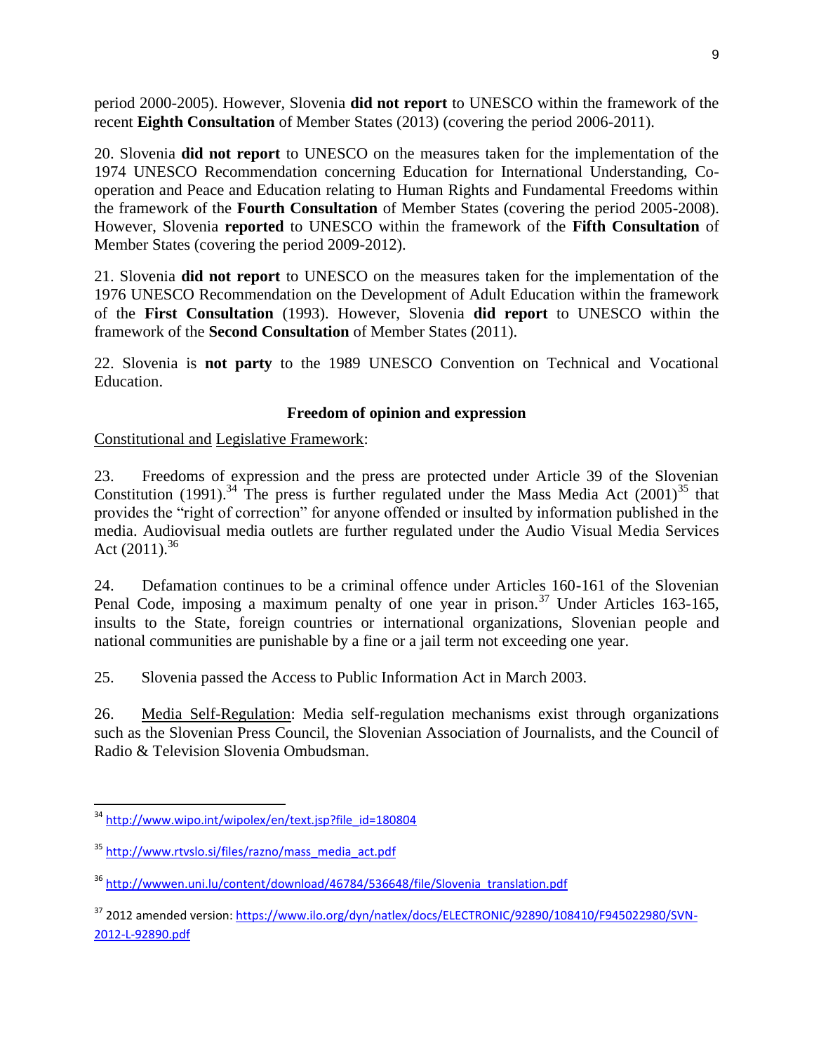period 2000-2005). However, Slovenia **did not report** to UNESCO within the framework of the recent **Eighth Consultation** of Member States (2013) (covering the period 2006-2011).

20. Slovenia **did not report** to UNESCO on the measures taken for the implementation of the 1974 UNESCO Recommendation concerning Education for International Understanding, Co-operation and Peace and Education relating to Human Rights and Fundamental Freedoms within the framework of the **Fourth Consultation** of Member States (covering the period 2005-2008). However, Slovenia **reported** to UNESCO within the framework of the **Fifth Consultation** of Member States (covering the period 2009-2012).

21. Slovenia **did not report** to UNESCO on the measures taken for the implementation of the 1976 UNESCO Recommendation on the Development of Adult Education within the framework of the **First Consultation** (1993). However, Slovenia **did report** to UNESCO within the framework of the **Second Consultation** of Member States (2011).

22. Slovenia is **not party** to the 1989 UNESCO Convention on Technical and Vocational Education.

### Freedom of opinion and expression

Constitutional and Legislative Framework:

23. Freedoms of expression and the press are protected under Article 39 of the Slovenian Constitution (1991).[34] The press is further regulated under the Mass Media Act (2001)[35] that provides the "right of correction" for anyone offended or insulted by information published in the media. Audiovisual media outlets are further regulated under the Audio Visual Media Services Act (2011).[36]

24. Defamation continues to be a criminal offence under Articles 160-161 of the Slovenian Penal Code, imposing a maximum penalty of one year in prison.[37] Under Articles 163-165, insults to the State, foreign countries or international organizations, Slovenian people and national communities are punishable by a fine or a jail term not exceeding one year.

25. Slovenia passed the Access to Public Information Act in March 2003.

26. Media Self-Regulation: Media self-regulation mechanisms exist through organizations such as the Slovenian Press Council, the Slovenian Association of Journalists, and the Council of Radio & Television Slovenia Ombudsman.

---

[34] http://www.wipo.int/wipolex/en/text.jsp?file_id=180804

[35] http://www.rtvslo.si/files/razno/mass_media_act.pdf

[36] http://wwwen.uni.lu/content/download/46784/536648/file/Slovenia_translation.pdf

[37] 2012 amended version: https://www.ilo.org/dyn/natlex/docs/ELECTRONIC/92890/108410/F945022980/SVN-2012-L-92890.pdf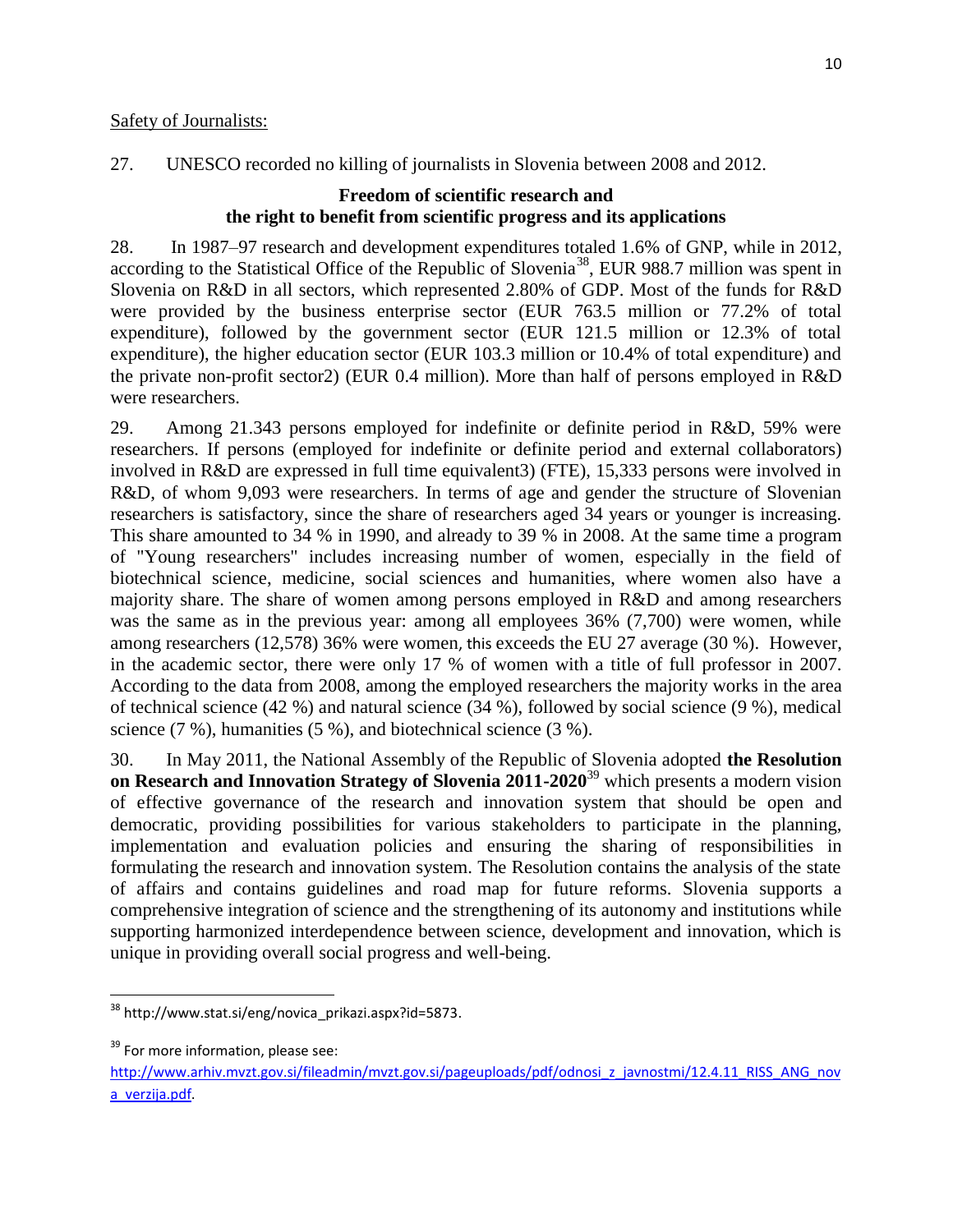Safety of Journalists:

27. UNESCO recorded no killing of journalists in Slovenia between 2008 and 2012.

### Freedom of scientific research and the right to benefit from scientific progress and its applications

28. In 1987–97 research and development expenditures totaled 1.6% of GNP, while in 2012, according to the Statistical Office of the Republic of Slovenia[38], EUR 988.7 million was spent in Slovenia on R&D in all sectors, which represented 2.80% of GDP. Most of the funds for R&D were provided by the business enterprise sector (EUR 763.5 million or 77.2% of total expenditure), followed by the government sector (EUR 121.5 million or 12.3% of total expenditure), the higher education sector (EUR 103.3 million or 10.4% of total expenditure) and the private non-profit sector2) (EUR 0.4 million). More than half of persons employed in R&D were researchers.

29. Among 21.343 persons employed for indefinite or definite period in R&D, 59% were researchers. If persons (employed for indefinite or definite period and external collaborators) involved in R&D are expressed in full time equivalent3) (FTE), 15,333 persons were involved in R&D, of whom 9,093 were researchers. In terms of age and gender the structure of Slovenian researchers is satisfactory, since the share of researchers aged 34 years or younger is increasing. This share amounted to 34 % in 1990, and already to 39 % in 2008. At the same time a program of "Young researchers" includes increasing number of women, especially in the field of biotechnical science, medicine, social sciences and humanities, where women also have a majority share. The share of women among persons employed in R&D and among researchers was the same as in the previous year: among all employees 36% (7,700) were women, while among researchers (12,578) 36% were women, this exceeds the EU 27 average (30 %). However, in the academic sector, there were only 17 % of women with a title of full professor in 2007. According to the data from 2008, among the employed researchers the majority works in the area of technical science (42 %) and natural science (34 %), followed by social science (9 %), medical science (7 %), humanities (5 %), and biotechnical science (3 %).

30. In May 2011, the National Assembly of the Republic of Slovenia adopted **the Resolution on Research and Innovation Strategy of Slovenia 2011-2020**[39] which presents a modern vision of effective governance of the research and innovation system that should be open and democratic, providing possibilities for various stakeholders to participate in the planning, implementation and evaluation policies and ensuring the sharing of responsibilities in formulating the research and innovation system. The Resolution contains the analysis of the state of affairs and contains guidelines and road map for future reforms. Slovenia supports a comprehensive integration of science and the strengthening of its autonomy and institutions while supporting harmonized interdependence between science, development and innovation, which is unique in providing overall social progress and well-being.

---

[38] http://www.stat.si/eng/novica_prikazi.aspx?id=5873.

[39] For more information, please see: http://www.arhiv.mvzt.gov.si/fileadmin/mvzt.gov.si/pageuploads/pdf/odnosi_z_javnostmi/12.4.11_RISS_ANG_nova_verzija.pdf.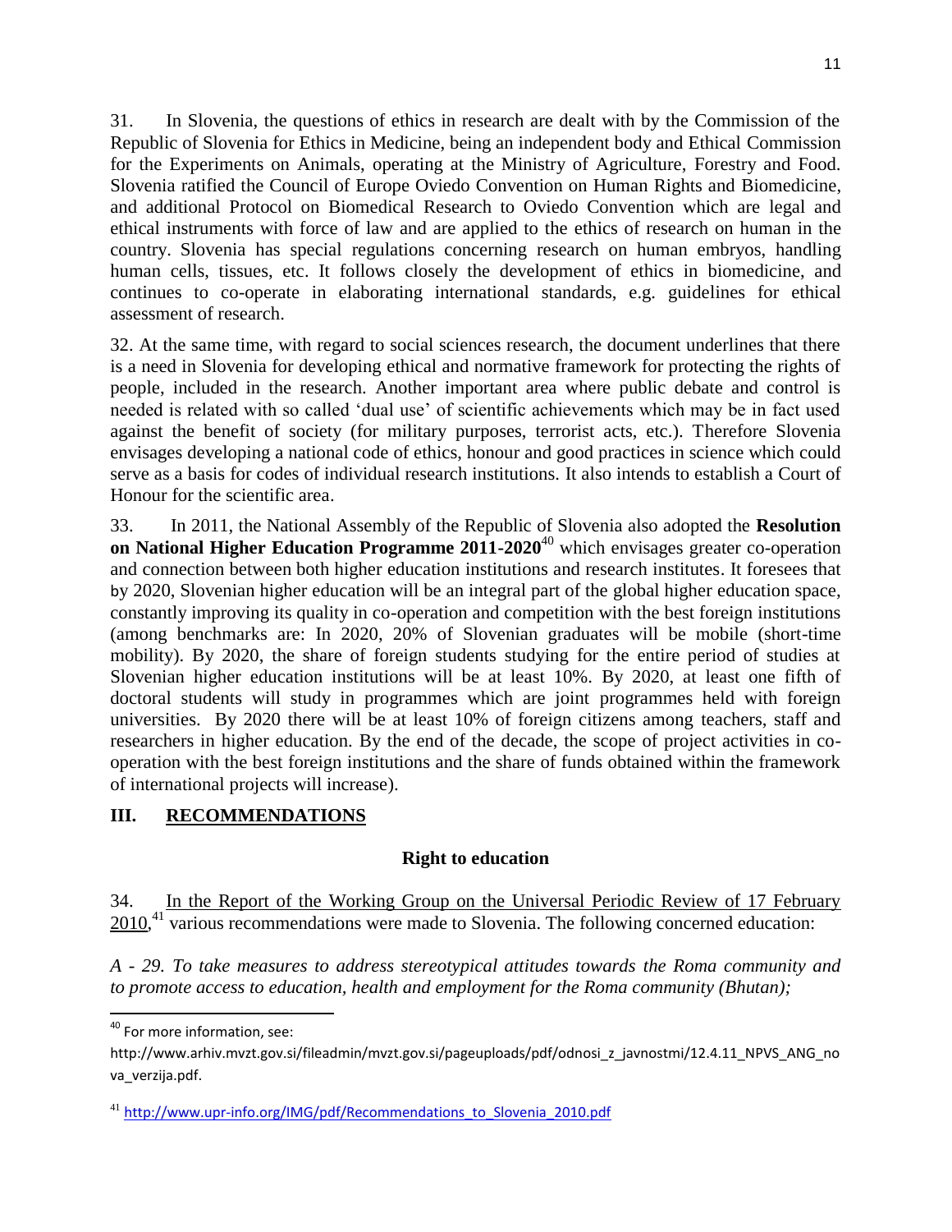31. In Slovenia, the questions of ethics in research are dealt with by the Commission of the Republic of Slovenia for Ethics in Medicine, being an independent body and Ethical Commission for the Experiments on Animals, operating at the Ministry of Agriculture, Forestry and Food. Slovenia ratified the Council of Europe Oviedo Convention on Human Rights and Biomedicine, and additional Protocol on Biomedical Research to Oviedo Convention which are legal and ethical instruments with force of law and are applied to the ethics of research on human in the country. Slovenia has special regulations concerning research on human embryos, handling human cells, tissues, etc. It follows closely the development of ethics in biomedicine, and continues to co-operate in elaborating international standards, e.g. guidelines for ethical assessment of research.

32. At the same time, with regard to social sciences research, the document underlines that there is a need in Slovenia for developing ethical and normative framework for protecting the rights of people, included in the research. Another important area where public debate and control is needed is related with so called 'dual use' of scientific achievements which may be in fact used against the benefit of society (for military purposes, terrorist acts, etc.). Therefore Slovenia envisages developing a national code of ethics, honour and good practices in science which could serve as a basis for codes of individual research institutions. It also intends to establish a Court of Honour for the scientific area.

33. In 2011, the National Assembly of the Republic of Slovenia also adopted the **Resolution on National Higher Education Programme 2011-2020**[40] which envisages greater co-operation and connection between both higher education institutions and research institutes. It foresees that by 2020, Slovenian higher education will be an integral part of the global higher education space, constantly improving its quality in co-operation and competition with the best foreign institutions (among benchmarks are: In 2020, 20% of Slovenian graduates will be mobile (short-time mobility). By 2020, the share of foreign students studying for the entire period of studies at Slovenian higher education institutions will be at least 10%. By 2020, at least one fifth of doctoral students will study in programmes which are joint programmes held with foreign universities. By 2020 there will be at least 10% of foreign citizens among teachers, staff and researchers in higher education. By the end of the decade, the scope of project activities in co-operation with the best foreign institutions and the share of funds obtained within the framework of international projects will increase).

## III. RECOMMENDATIONS

### Right to education

34. In the Report of the Working Group on the Universal Periodic Review of 17 February 2010,[41] various recommendations were made to Slovenia. The following concerned education:

*A - 29. To take measures to address stereotypical attitudes towards the Roma community and to promote access to education, health and employment for the Roma community (Bhutan);*

---

[40] For more information, see: http://www.arhiv.mvzt.gov.si/fileadmin/mvzt.gov.si/pageuploads/pdf/odnosi_z_javnostmi/12.4.11_NPVS_ANG_nova_verzija.pdf.

[41] http://www.upr-info.org/IMG/pdf/Recommendations_to_Slovenia_2010.pdf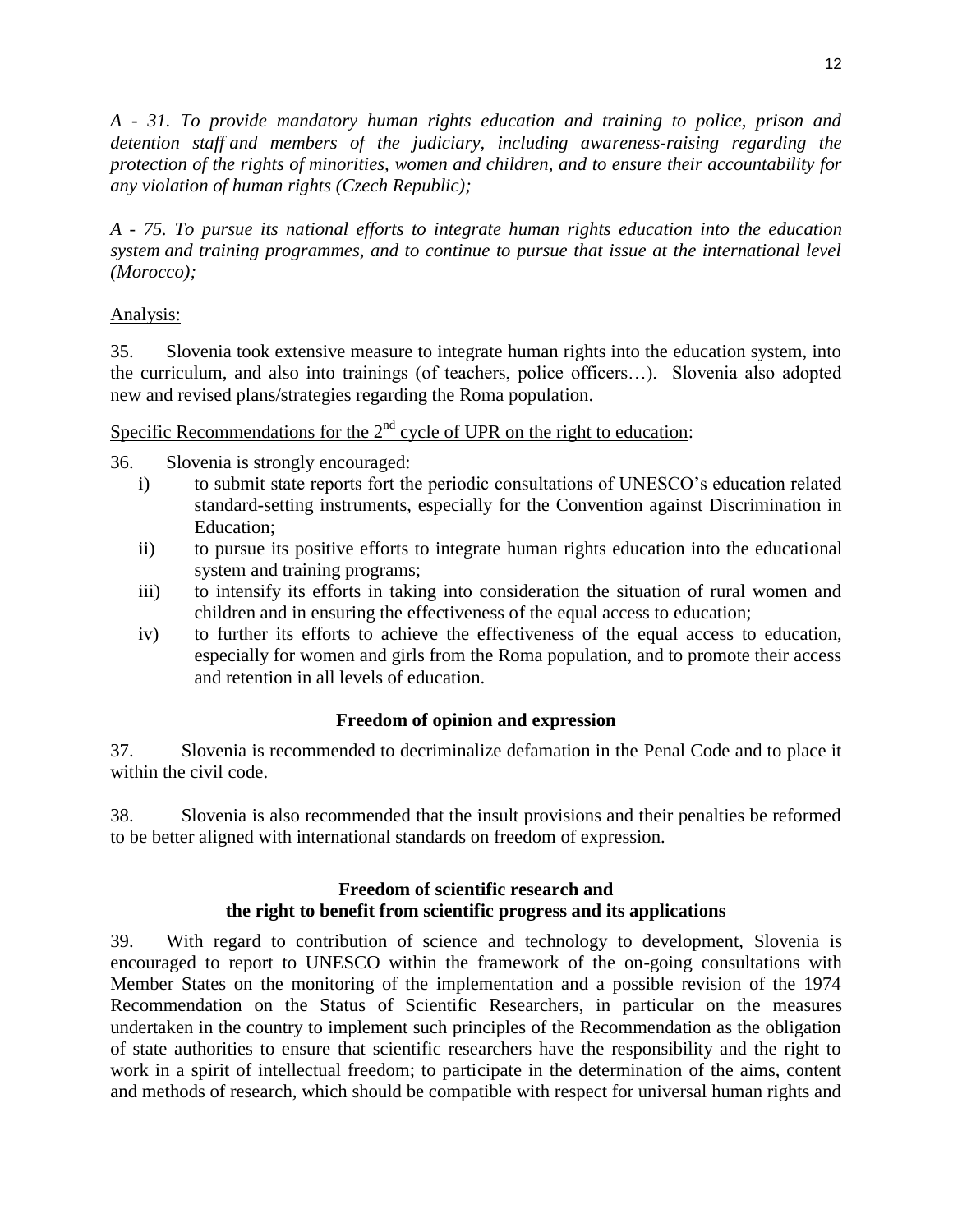*A - 31. To provide mandatory human rights education and training to police, prison and detention staff and members of the judiciary, including awareness-raising regarding the protection of the rights of minorities, women and children, and to ensure their accountability for any violation of human rights (Czech Republic);*

*A - 75. To pursue its national efforts to integrate human rights education into the education system and training programmes, and to continue to pursue that issue at the international level (Morocco);*

Analysis:

35. Slovenia took extensive measure to integrate human rights into the education system, into the curriculum, and also into trainings (of teachers, police officers…). Slovenia also adopted new and revised plans/strategies regarding the Roma population.

Specific Recommendations for the 2nd cycle of UPR on the right to education:

36. Slovenia is strongly encouraged:

i) to submit state reports fort the periodic consultations of UNESCO's education related standard-setting instruments, especially for the Convention against Discrimination in Education;

ii) to pursue its positive efforts to integrate human rights education into the educational system and training programs;

iii) to intensify its efforts in taking into consideration the situation of rural women and children and in ensuring the effectiveness of the equal access to education;

iv) to further its efforts to achieve the effectiveness of the equal access to education, especially for women and girls from the Roma population, and to promote their access and retention in all levels of education.

### Freedom of opinion and expression

37. Slovenia is recommended to decriminalize defamation in the Penal Code and to place it within the civil code.

38. Slovenia is also recommended that the insult provisions and their penalties be reformed to be better aligned with international standards on freedom of expression.

### Freedom of scientific research and the right to benefit from scientific progress and its applications

39. With regard to contribution of science and technology to development, Slovenia is encouraged to report to UNESCO within the framework of the on-going consultations with Member States on the monitoring of the implementation and a possible revision of the 1974 Recommendation on the Status of Scientific Researchers, in particular on the measures undertaken in the country to implement such principles of the Recommendation as the obligation of state authorities to ensure that scientific researchers have the responsibility and the right to work in a spirit of intellectual freedom; to participate in the determination of the aims, content and methods of research, which should be compatible with respect for universal human rights and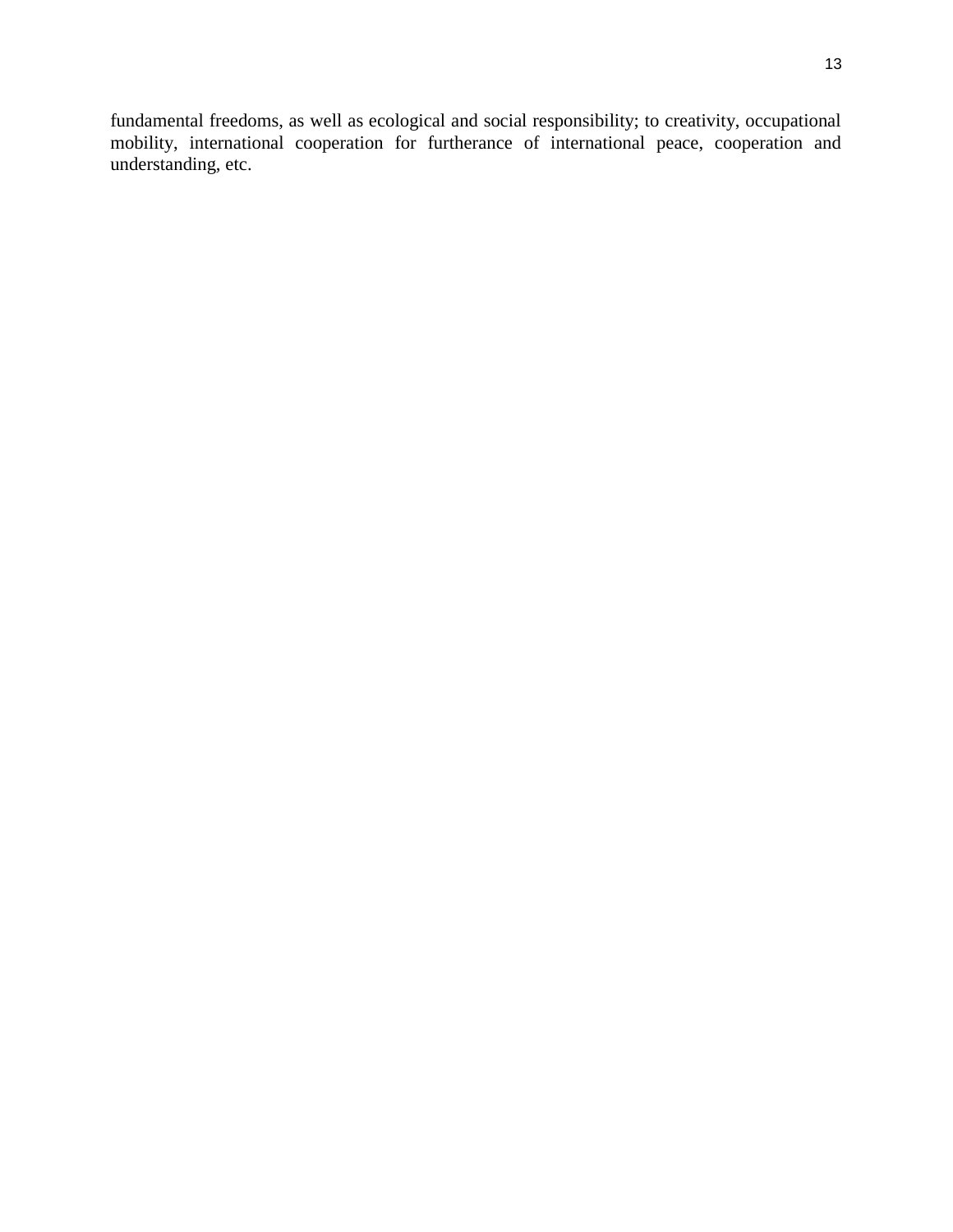fundamental freedoms, as well as ecological and social responsibility; to creativity, occupational mobility, international cooperation for furtherance of international peace, cooperation and understanding, etc.